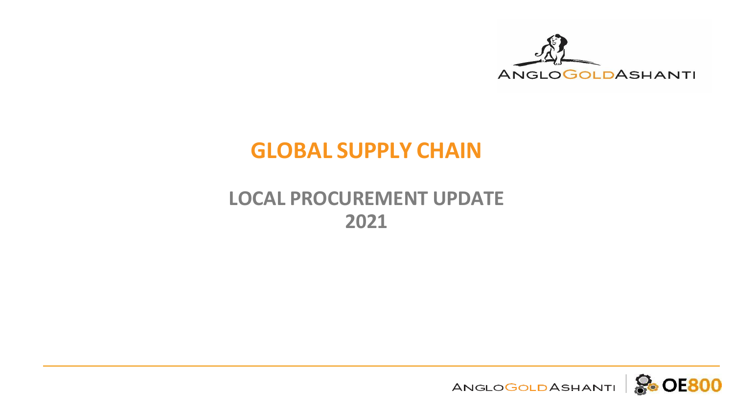# GLOBAL SUPPLY CHAIN

## LOCAL PROCUREMENT UPDATE 2021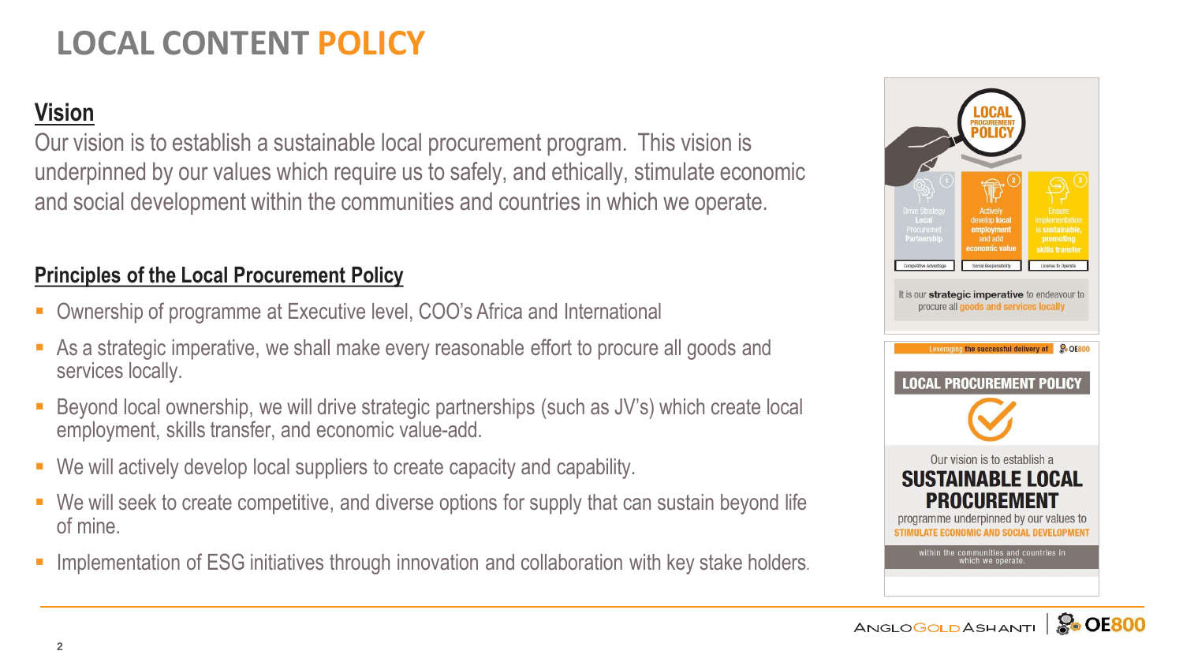# LOCAL CONTENT POLICY

## Vision

Our vision is to establish a sustainable local procurement program. This vision is underpinned by our values which require us to safely, and ethically, stimulate economic and social development within the communities and countries in which we operate.

## Principles of the Local Procurement Policy

- Ownership of programme at Executive level, COO's Africa and International
- As a strategic imperative, we shall make every reasonable effort to procure all goods and services locally.
- Beyond local ownership, we will drive strategic partnerships (such as JV's) which create local employment, skills transfer, and economic value-add.
- We will actively develop local suppliers to create capacity and capability.
- We will seek to create competitive, and diverse options for supply that can sustain beyond life of mine.
- Implementation of ESG initiatives through innovation and collaboration with key stake holders.

LOCAL PROCUREMENT POLICY

1. Drive Strategy Local Procurement Partnership — Competitive Advantage
2. Actively develop local employment and add economic value — Social Responsibility
3. Ensure implementation is sustainable, promoting skills transfer — License to Operate

It is our **strategic imperative** to endeavour to procure all goods and services locally

Leveraging the successful delivery of OE800

**LOCAL PROCUREMENT POLICY**

Our vision is to establish a **SUSTAINABLE LOCAL PROCUREMENT** programme underpinned by our values to **STIMULATE ECONOMIC AND SOCIAL DEVELOPMENT** within the communities and countries in which we operate.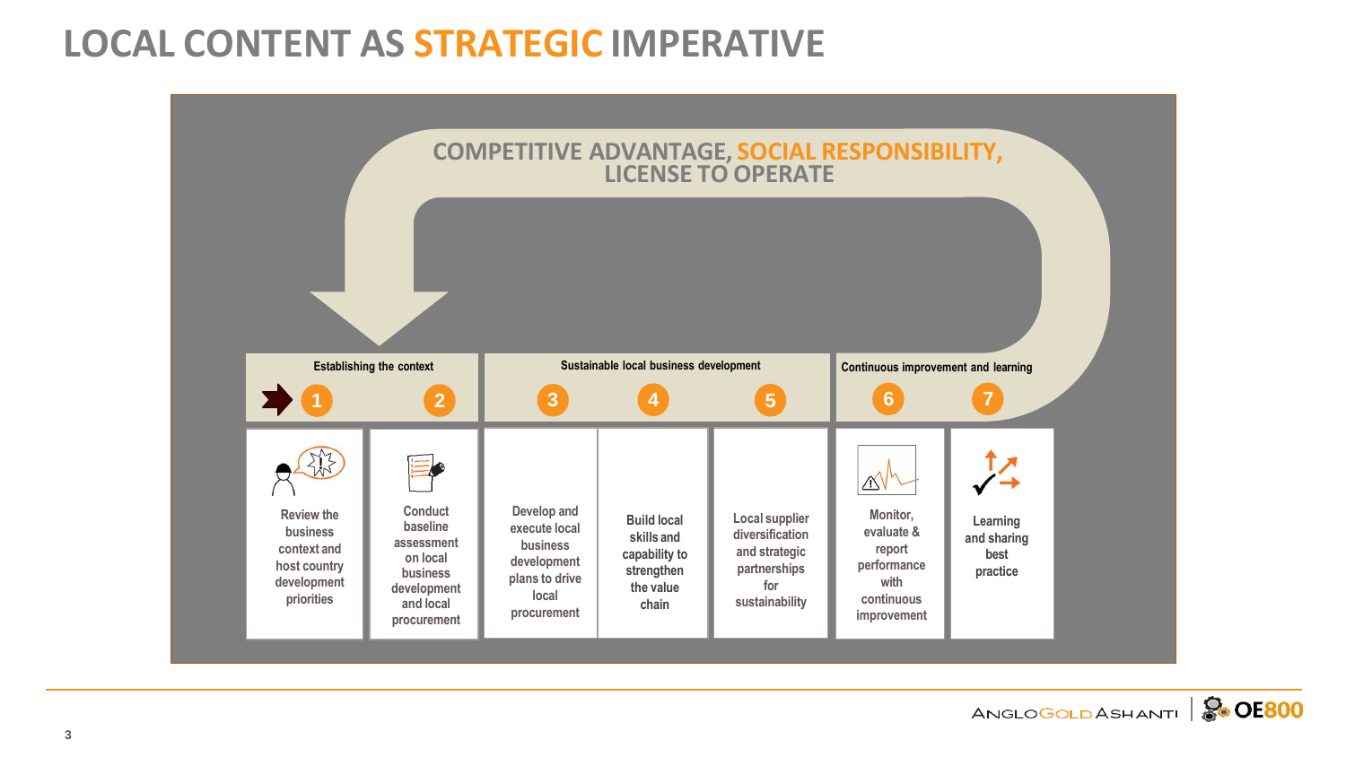# LOCAL CONTENT AS STRATEGIC IMPERATIVE

**COMPETITIVE ADVANTAGE, SOCIAL RESPONSIBILITY, LICENSE TO OPERATE**

| Establishing the context | | Sustainable local business development | | | Continuous improvement and learning | |
|---|---|---|---|---|---|---|
| 1 | 2 | 3 | 4 | 5 | 6 | 7 |
| Review the business context and host country development priorities | Conduct baseline assessment on local business development and local procurement | Develop and execute local business development plans to drive local procurement | Build local skills and capability to strengthen the value chain | Local supplier diversification and strategic partnerships for sustainability | Monitor, evaluate & report performance with continuous improvement | Learning and sharing best practice |

ANGLOGOLDASHANTI | OE800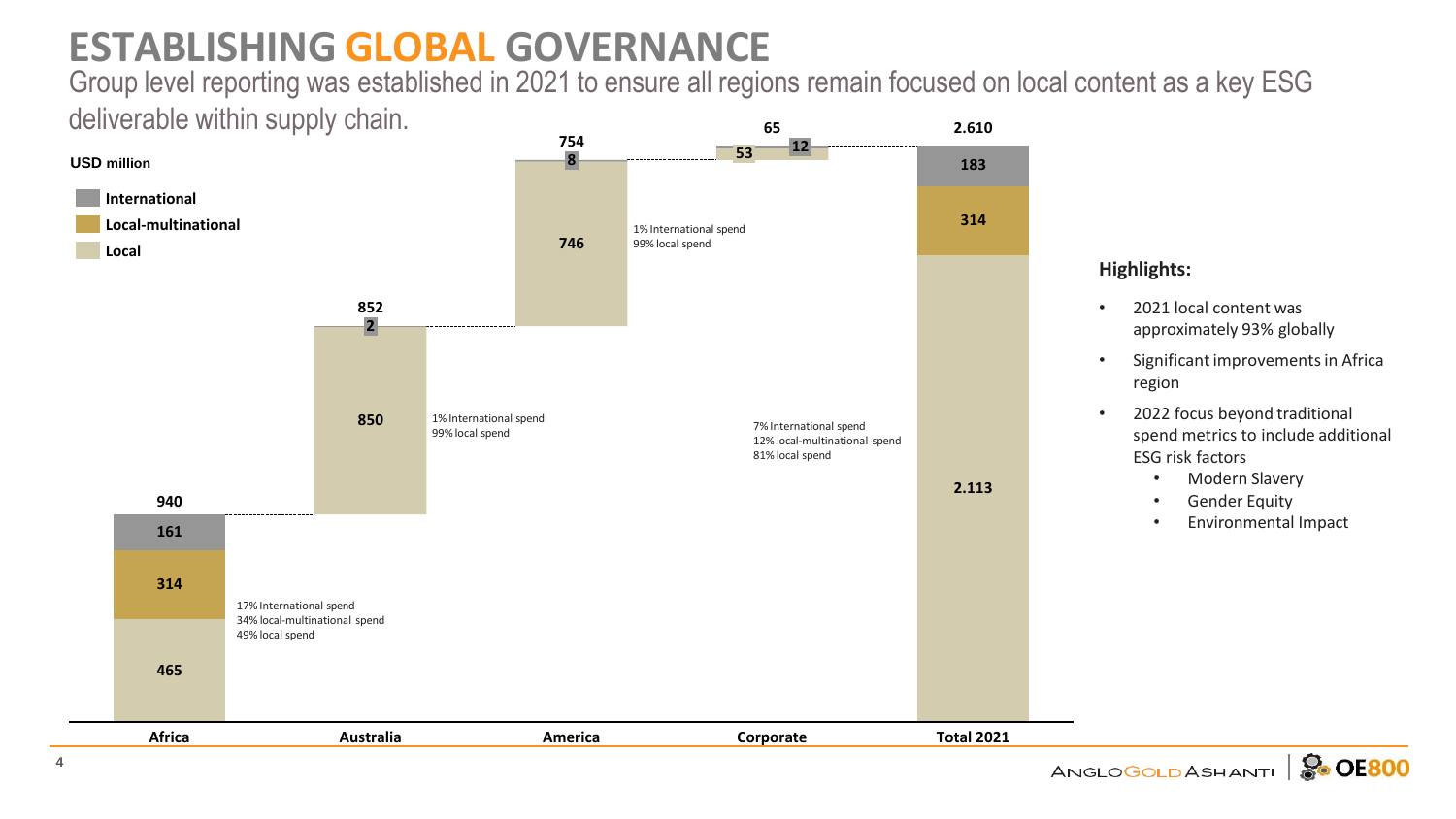# ESTABLISHING GLOBAL GOVERNANCE

Group level reporting was established in 2021 to ensure all regions remain focused on local content as a key ESG deliverable within supply chain.

USD million

International

Local-multinational

Local

Africa: 940
161
314
465
17% International spend
34% local-multinational spend
49% local spend

Australia: 852
2
850
1% International spend
99% local spend

America: 754
8
746
1% International spend
99% local spend

Corporate: 65
53
12
7% International spend
12% local-multinational spend
81% local spend

Total 2021: 2.610
183
314
2.113

**Highlights:**

- 2021 local content was approximately 93% globally
- Significant improvements in Africa region
- 2022 focus beyond traditional spend metrics to include additional ESG risk factors
  - Modern Slavery
  - Gender Equity
  - Environmental Impact